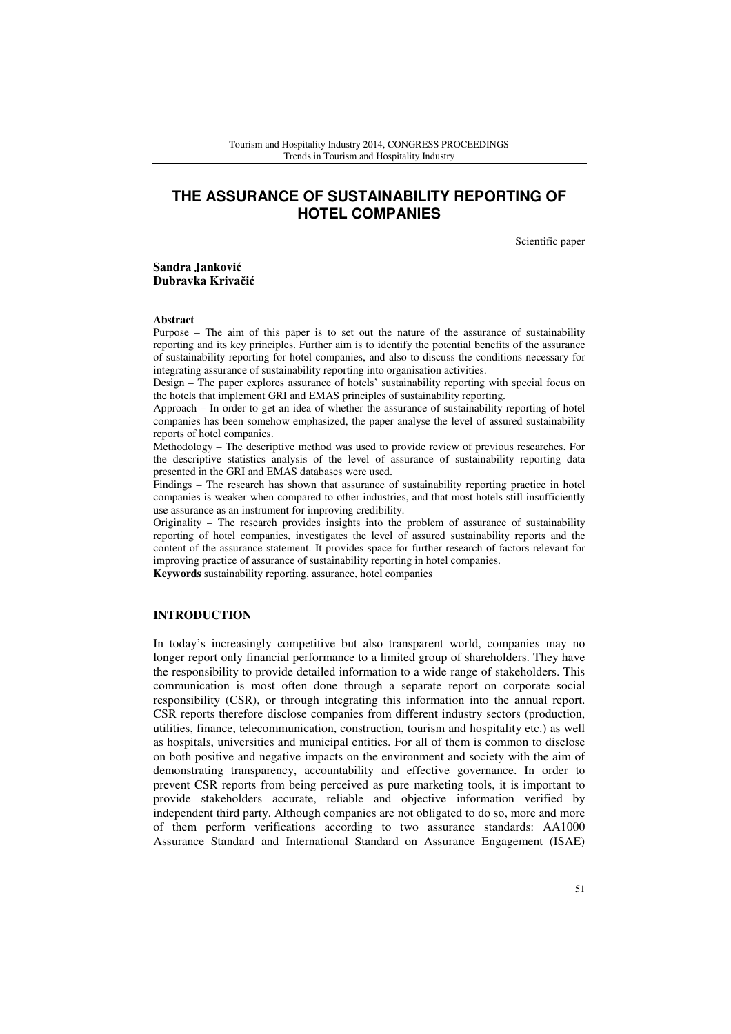# THE ASSURANCE OF SUSTAINABILITY REPORTING OF HOTEL COMPANIES

Scientific paper

**Sandra Janković**
**Dubravka Krivačić**

**Abstract**

Purpose – The aim of this paper is to set out the nature of the assurance of sustainability reporting and its key principles. Further aim is to identify the potential benefits of the assurance of sustainability reporting for hotel companies, and also to discuss the conditions necessary for integrating assurance of sustainability reporting into organisation activities.

Design – The paper explores assurance of hotels' sustainability reporting with special focus on the hotels that implement GRI and EMAS principles of sustainability reporting.

Approach – In order to get an idea of whether the assurance of sustainability reporting of hotel companies has been somehow emphasized, the paper analyse the level of assured sustainability reports of hotel companies.

Methodology – The descriptive method was used to provide review of previous researches. For the descriptive statistics analysis of the level of assurance of sustainability reporting data presented in the GRI and EMAS databases were used.

Findings – The research has shown that assurance of sustainability reporting practice in hotel companies is weaker when compared to other industries, and that most hotels still insufficiently use assurance as an instrument for improving credibility.

Originality – The research provides insights into the problem of assurance of sustainability reporting of hotel companies, investigates the level of assured sustainability reports and the content of the assurance statement. It provides space for further research of factors relevant for improving practice of assurance of sustainability reporting in hotel companies.

**Keywords** sustainability reporting, assurance, hotel companies

## INTRODUCTION

In today's increasingly competitive but also transparent world, companies may no longer report only financial performance to a limited group of shareholders. They have the responsibility to provide detailed information to a wide range of stakeholders. This communication is most often done through a separate report on corporate social responsibility (CSR), or through integrating this information into the annual report. CSR reports therefore disclose companies from different industry sectors (production, utilities, finance, telecommunication, construction, tourism and hospitality etc.) as well as hospitals, universities and municipal entities. For all of them is common to disclose on both positive and negative impacts on the environment and society with the aim of demonstrating transparency, accountability and effective governance. In order to prevent CSR reports from being perceived as pure marketing tools, it is important to provide stakeholders accurate, reliable and objective information verified by independent third party. Although companies are not obligated to do so, more and more of them perform verifications according to two assurance standards: AA1000 Assurance Standard and International Standard on Assurance Engagement (ISAE)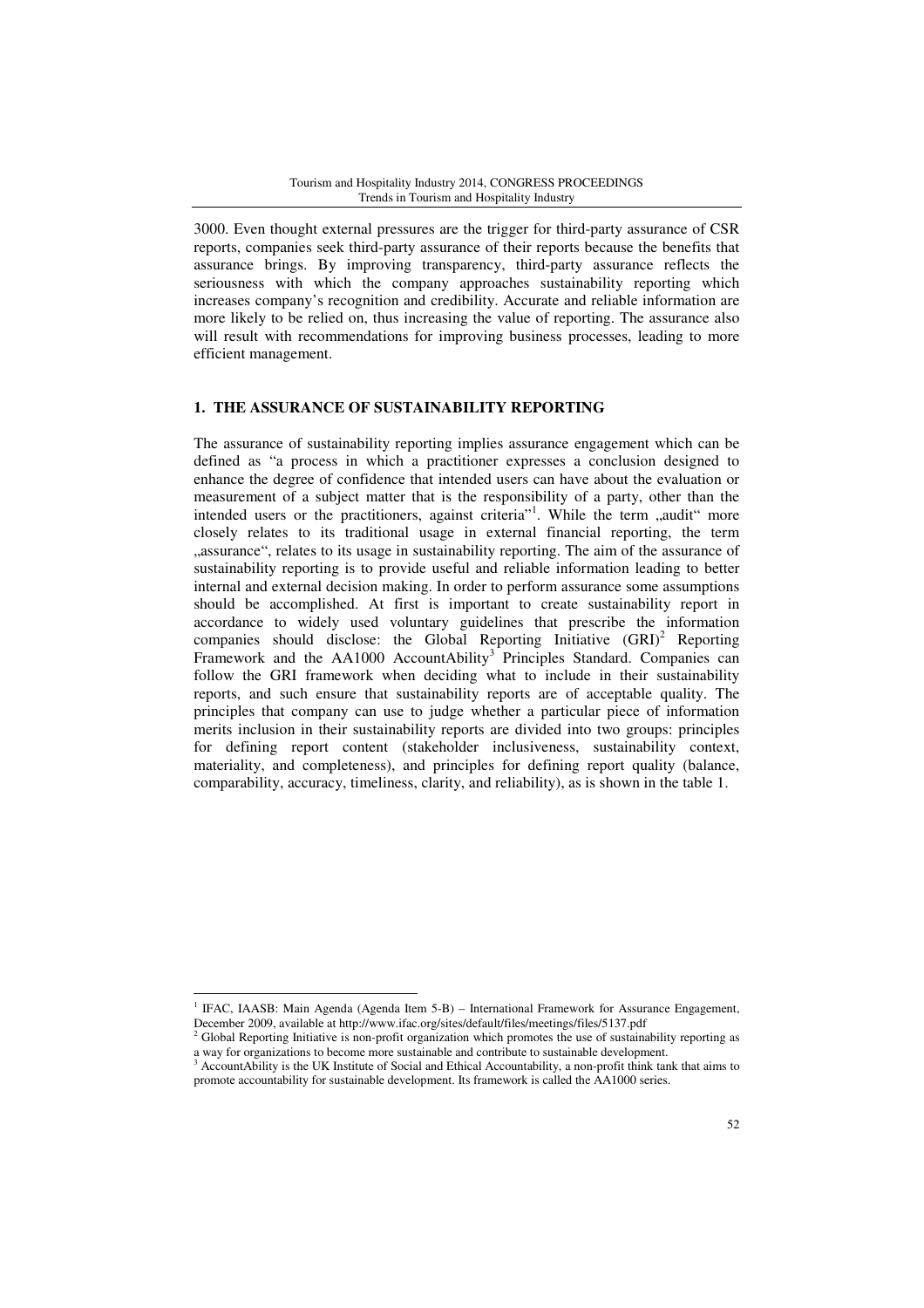3000. Even thought external pressures are the trigger for third-party assurance of CSR reports, companies seek third-party assurance of their reports because the benefits that assurance brings. By improving transparency, third-party assurance reflects the seriousness with which the company approaches sustainability reporting which increases company's recognition and credibility. Accurate and reliable information are more likely to be relied on, thus increasing the value of reporting. The assurance also will result with recommendations for improving business processes, leading to more efficient management.

## 1. THE ASSURANCE OF SUSTAINABILITY REPORTING

The assurance of sustainability reporting implies assurance engagement which can be defined as "a process in which a practitioner expresses a conclusion designed to enhance the degree of confidence that intended users can have about the evaluation or measurement of a subject matter that is the responsibility of a party, other than the intended users or the practitioners, against criteria"[1]. While the term „audit" more closely relates to its traditional usage in external financial reporting, the term „assurance", relates to its usage in sustainability reporting. The aim of the assurance of sustainability reporting is to provide useful and reliable information leading to better internal and external decision making. In order to perform assurance some assumptions should be accomplished. At first is important to create sustainability report in accordance to widely used voluntary guidelines that prescribe the information companies should disclose: the Global Reporting Initiative (GRI)[2] Reporting Framework and the AA1000 AccountAbility[3] Principles Standard. Companies can follow the GRI framework when deciding what to include in their sustainability reports, and such ensure that sustainability reports are of acceptable quality. The principles that company can use to judge whether a particular piece of information merits inclusion in their sustainability reports are divided into two groups: principles for defining report content (stakeholder inclusiveness, sustainability context, materiality, and completeness), and principles for defining report quality (balance, comparability, accuracy, timeliness, clarity, and reliability), as is shown in the table 1.

[1] IFAC, IAASB: Main Agenda (Agenda Item 5-B) – International Framework for Assurance Engagement, December 2009, available at http://www.ifac.org/sites/default/files/meetings/files/5137.pdf

[2] Global Reporting Initiative is non-profit organization which promotes the use of sustainability reporting as a way for organizations to become more sustainable and contribute to sustainable development.

[3] AccountAbility is the UK Institute of Social and Ethical Accountability, a non-profit think tank that aims to promote accountability for sustainable development. Its framework is called the AA1000 series.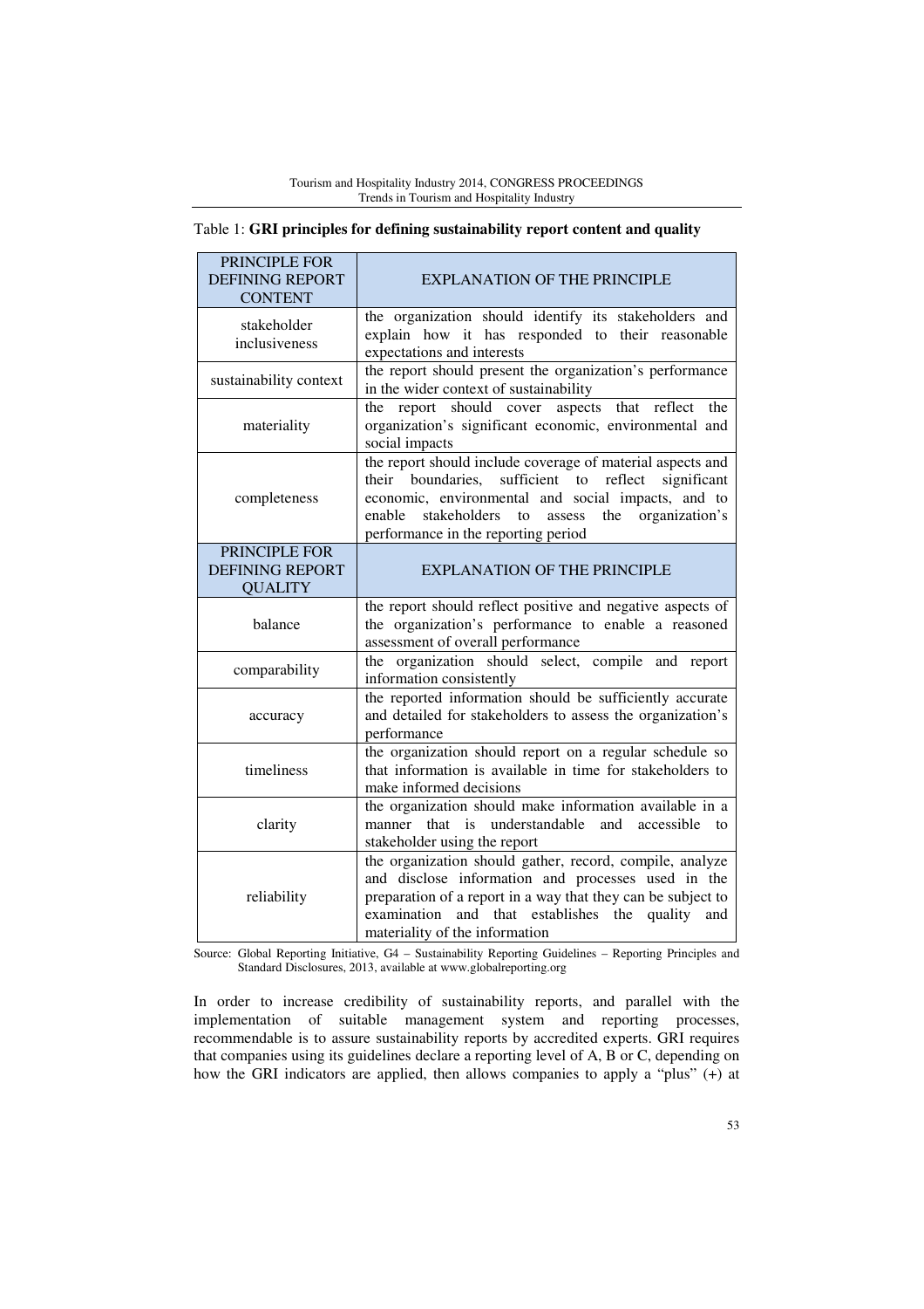Table 1: **GRI principles for defining sustainability report content and quality**

| PRINCIPLE FOR DEFINING REPORT CONTENT | EXPLANATION OF THE PRINCIPLE |
|---|---|
| stakeholder inclusiveness | the organization should identify its stakeholders and explain how it has responded to their reasonable expectations and interests |
| sustainability context | the report should present the organization's performance in the wider context of sustainability |
| materiality | the report should cover aspects that reflect the organization's significant economic, environmental and social impacts |
| completeness | the report should include coverage of material aspects and their boundaries, sufficient to reflect significant economic, environmental and social impacts, and to enable stakeholders to assess the organization's performance in the reporting period |
| **PRINCIPLE FOR DEFINING REPORT QUALITY** | **EXPLANATION OF THE PRINCIPLE** |
| balance | the report should reflect positive and negative aspects of the organization's performance to enable a reasoned assessment of overall performance |
| comparability | the organization should select, compile and report information consistently |
| accuracy | the reported information should be sufficiently accurate and detailed for stakeholders to assess the organization's performance |
| timeliness | the organization should report on a regular schedule so that information is available in time for stakeholders to make informed decisions |
| clarity | the organization should make information available in a manner that is understandable and accessible to stakeholder using the report |
| reliability | the organization should gather, record, compile, analyze and disclose information and processes used in the preparation of a report in a way that they can be subject to examination and that establishes the quality and materiality of the information |

Source: Global Reporting Initiative, G4 – Sustainability Reporting Guidelines – Reporting Principles and Standard Disclosures, 2013, available at www.globalreporting.org

In order to increase credibility of sustainability reports, and parallel with the implementation of suitable management system and reporting processes, recommendable is to assure sustainability reports by accredited experts. GRI requires that companies using its guidelines declare a reporting level of A, B or C, depending on how the GRI indicators are applied, then allows companies to apply a "plus" (+) at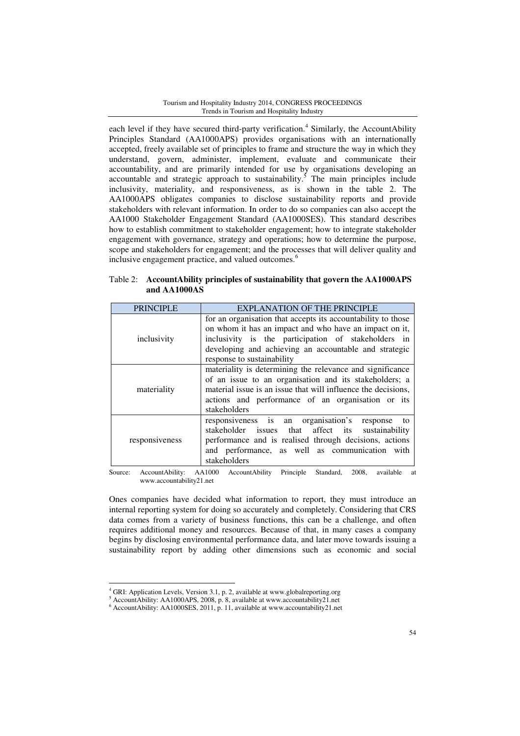each level if they have secured third-party verification.[4] Similarly, the AccountAbility Principles Standard (AA1000APS) provides organisations with an internationally accepted, freely available set of principles to frame and structure the way in which they understand, govern, administer, implement, evaluate and communicate their accountability, and are primarily intended for use by organisations developing an accountable and strategic approach to sustainability.[5] The main principles include inclusivity, materiality, and responsiveness, as is shown in the table 2. The AA1000APS obligates companies to disclose sustainability reports and provide stakeholders with relevant information. In order to do so companies can also accept the AA1000 Stakeholder Engagement Standard (AA1000SES). This standard describes how to establish commitment to stakeholder engagement; how to integrate stakeholder engagement with governance, strategy and operations; how to determine the purpose, scope and stakeholders for engagement; and the processes that will deliver quality and inclusive engagement practice, and valued outcomes.[6]

Table 2: **AccountAbility principles of sustainability that govern the AA1000APS and AA1000AS**

| PRINCIPLE | EXPLANATION OF THE PRINCIPLE |
|---|---|
| inclusivity | for an organisation that accepts its accountability to those on whom it has an impact and who have an impact on it, inclusivity is the participation of stakeholders in developing and achieving an accountable and strategic response to sustainability |
| materiality | materiality is determining the relevance and significance of an issue to an organisation and its stakeholders; a material issue is an issue that will influence the decisions, actions and performance of an organisation or its stakeholders |
| responsiveness | responsiveness is an organisation's response to stakeholder issues that affect its sustainability performance and is realised through decisions, actions and performance, as well as communication with stakeholders |

Source: AccountAbility: AA1000 AccountAbility Principle Standard, 2008, available at www.accountability21.net

Ones companies have decided what information to report, they must introduce an internal reporting system for doing so accurately and completely. Considering that CRS data comes from a variety of business functions, this can be a challenge, and often requires additional money and resources. Because of that, in many cases a company begins by disclosing environmental performance data, and later move towards issuing a sustainability report by adding other dimensions such as economic and social

---

[4] GRI: Application Levels, Version 3.1, p. 2, available at www.globalreporting.org

[5] AccountAbility: AA1000APS, 2008, p. 8, available at www.accountability21.net

[6] AccountAbility: AA1000SES, 2011, p. 11, available at www.accountability21.net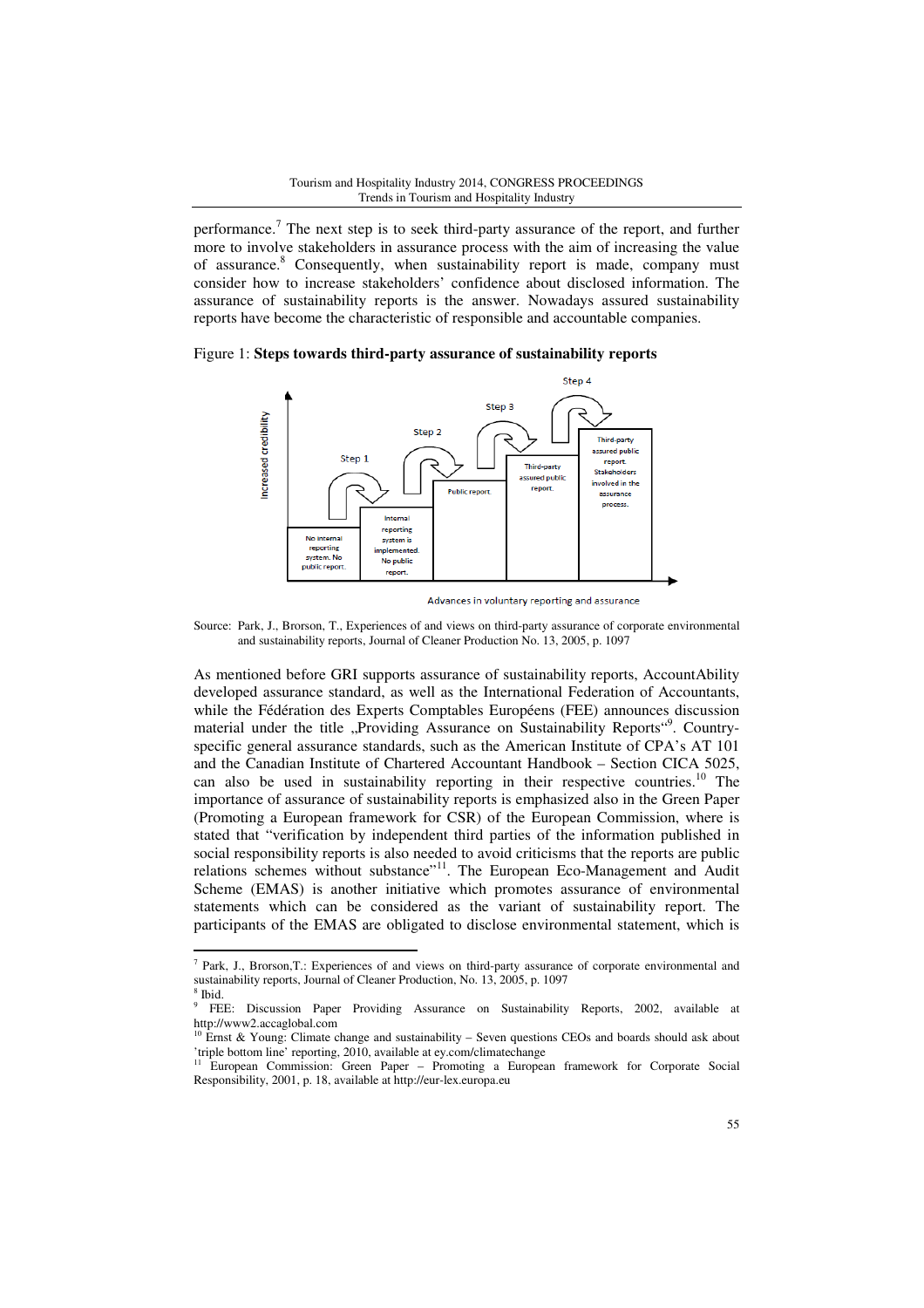performance.[7] The next step is to seek third-party assurance of the report, and further more to involve stakeholders in assurance process with the aim of increasing the value of assurance.[8] Consequently, when sustainability report is made, company must consider how to increase stakeholders' confidence about disclosed information. The assurance of sustainability reports is the answer. Nowadays assured sustainability reports have become the characteristic of responsible and accountable companies.

Figure 1: **Steps towards third-party assurance of sustainability reports**

Step 1, Step 2, Step 3, Step 4

Increased credibility

No internal reporting system. No public report. | Internal reporting system is implemented. No public report. | Public report. | Third-party assured public report. | Third-party assured public report. Stakeholders involved in the assurance process.

Advances in voluntary reporting and assurance

Source: Park, J., Brorson, T., Experiences of and views on third-party assurance of corporate environmental and sustainability reports, Journal of Cleaner Production No. 13, 2005, p. 1097

As mentioned before GRI supports assurance of sustainability reports, AccountAbility developed assurance standard, as well as the International Federation of Accountants, while the Fédération des Experts Comptables Européens (FEE) announces discussion material under the title „Providing Assurance on Sustainability Reports"[9]. Country-specific general assurance standards, such as the American Institute of CPA's AT 101 and the Canadian Institute of Chartered Accountant Handbook – Section CICA 5025, can also be used in sustainability reporting in their respective countries.[10] The importance of assurance of sustainability reports is emphasized also in the Green Paper (Promoting a European framework for CSR) of the European Commission, where is stated that "verification by independent third parties of the information published in social responsibility reports is also needed to avoid criticisms that the reports are public relations schemes without substance"[11]. The European Eco-Management and Audit Scheme (EMAS) is another initiative which promotes assurance of environmental statements which can be considered as the variant of sustainability report. The participants of the EMAS are obligated to disclose environmental statement, which is

---

[7] Park, J., Brorson,T.: Experiences of and views on third-party assurance of corporate environmental and sustainability reports, Journal of Cleaner Production, No. 13, 2005, p. 1097

[8] Ibid.

[9] FEE: Discussion Paper Providing Assurance on Sustainability Reports, 2002, available at http://www2.accaglobal.com

[10] Ernst & Young: Climate change and sustainability – Seven questions CEOs and boards should ask about 'triple bottom line' reporting, 2010, available at ey.com/climatechange

[11] European Commission: Green Paper – Promoting a European framework for Corporate Social Responsibility, 2001, p. 18, available at http://eur-lex.europa.eu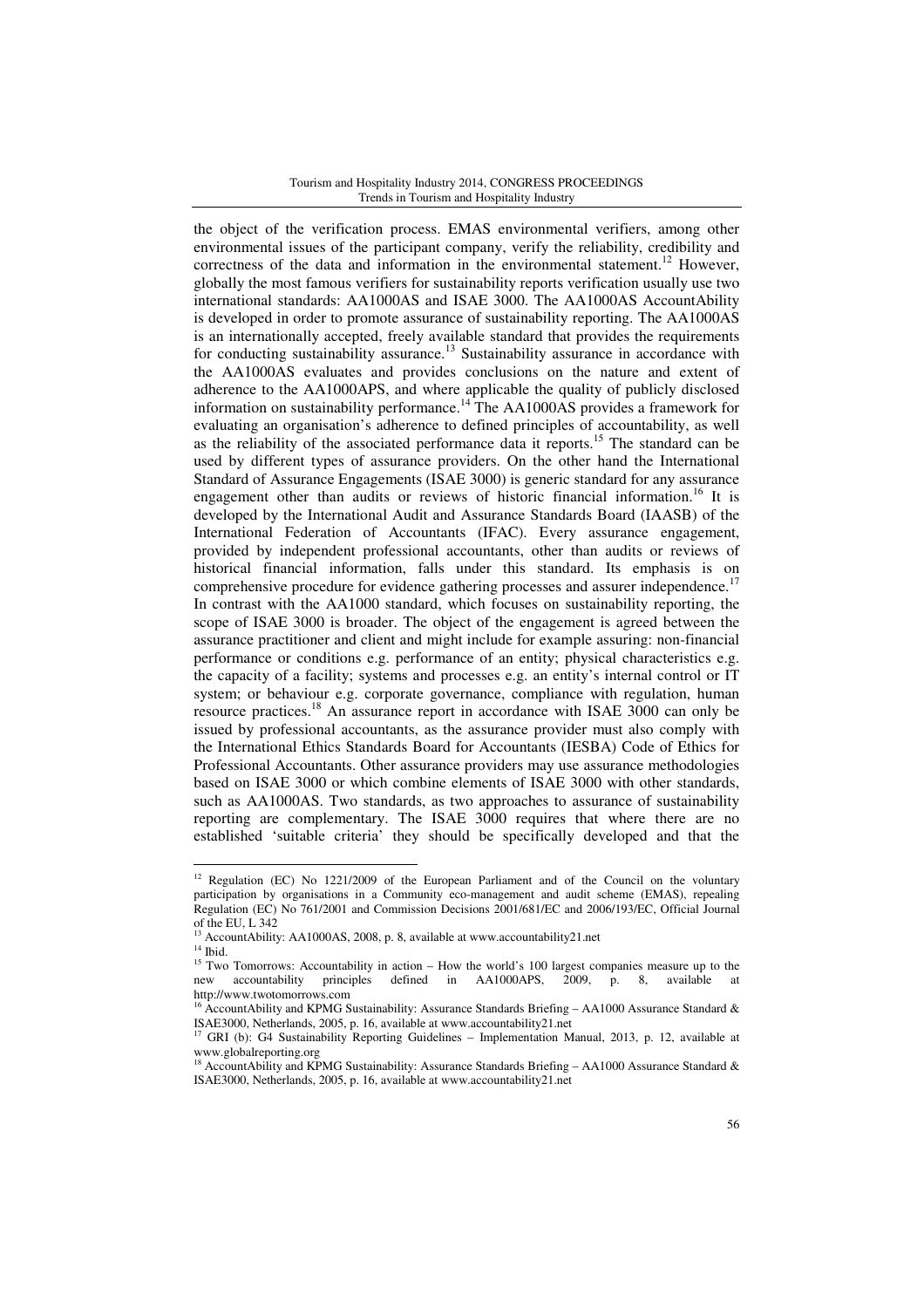the object of the verification process. EMAS environmental verifiers, among other environmental issues of the participant company, verify the reliability, credibility and correctness of the data and information in the environmental statement.[12] However, globally the most famous verifiers for sustainability reports verification usually use two international standards: AA1000AS and ISAE 3000. The AA1000AS AccountAbility is developed in order to promote assurance of sustainability reporting. The AA1000AS is an internationally accepted, freely available standard that provides the requirements for conducting sustainability assurance.[13] Sustainability assurance in accordance with the AA1000AS evaluates and provides conclusions on the nature and extent of adherence to the AA1000APS, and where applicable the quality of publicly disclosed information on sustainability performance.[14] The AA1000AS provides a framework for evaluating an organisation's adherence to defined principles of accountability, as well as the reliability of the associated performance data it reports.[15] The standard can be used by different types of assurance providers. On the other hand the International Standard of Assurance Engagements (ISAE 3000) is generic standard for any assurance engagement other than audits or reviews of historic financial information.[16] It is developed by the International Audit and Assurance Standards Board (IAASB) of the International Federation of Accountants (IFAC). Every assurance engagement, provided by independent professional accountants, other than audits or reviews of historical financial information, falls under this standard. Its emphasis is on comprehensive procedure for evidence gathering processes and assurer independence.[17] In contrast with the AA1000 standard, which focuses on sustainability reporting, the scope of ISAE 3000 is broader. The object of the engagement is agreed between the assurance practitioner and client and might include for example assuring: non-financial performance or conditions e.g. performance of an entity; physical characteristics e.g. the capacity of a facility; systems and processes e.g. an entity's internal control or IT system; or behaviour e.g. corporate governance, compliance with regulation, human resource practices.[18] An assurance report in accordance with ISAE 3000 can only be issued by professional accountants, as the assurance provider must also comply with the International Ethics Standards Board for Accountants (IESBA) Code of Ethics for Professional Accountants. Other assurance providers may use assurance methodologies based on ISAE 3000 or which combine elements of ISAE 3000 with other standards, such as AA1000AS. Two standards, as two approaches to assurance of sustainability reporting are complementary. The ISAE 3000 requires that where there are no established 'suitable criteria' they should be specifically developed and that the

---

[12] Regulation (EC) No 1221/2009 of the European Parliament and of the Council on the voluntary participation by organisations in a Community eco-management and audit scheme (EMAS), repealing Regulation (EC) No 761/2001 and Commission Decisions 2001/681/EC and 2006/193/EC, Official Journal of the EU, L 342

[13] AccountAbility: AA1000AS, 2008, p. 8, available at www.accountability21.net

[14] Ibid.

[15] Two Tomorrows: Accountability in action – How the world's 100 largest companies measure up to the new accountability principles defined in AA1000APS, 2009, p. 8, available at http://www.twotomorrows.com

[16] AccountAbility and KPMG Sustainability: Assurance Standards Briefing – AA1000 Assurance Standard & ISAE3000, Netherlands, 2005, p. 16, available at www.accountability21.net

[17] GRI (b): G4 Sustainability Reporting Guidelines – Implementation Manual, 2013, p. 12, available at www.globalreporting.org

[18] AccountAbility and KPMG Sustainability: Assurance Standards Briefing – AA1000 Assurance Standard & ISAE3000, Netherlands, 2005, p. 16, available at www.accountability21.net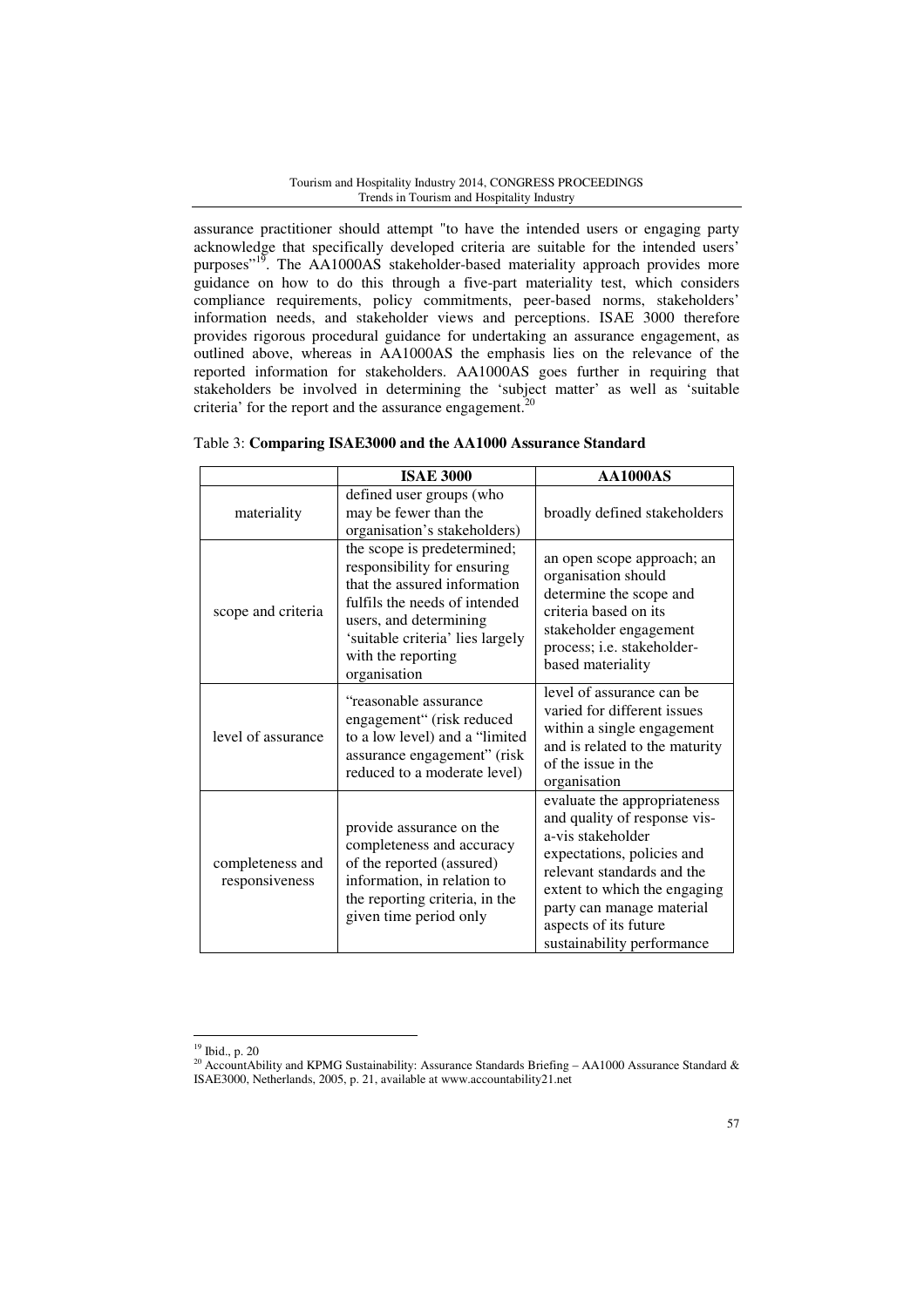assurance practitioner should attempt "to have the intended users or engaging party acknowledge that specifically developed criteria are suitable for the intended users' purposes"[19]. The AA1000AS stakeholder-based materiality approach provides more guidance on how to do this through a five-part materiality test, which considers compliance requirements, policy commitments, peer-based norms, stakeholders' information needs, and stakeholder views and perceptions. ISAE 3000 therefore provides rigorous procedural guidance for undertaking an assurance engagement, as outlined above, whereas in AA1000AS the emphasis lies on the relevance of the reported information for stakeholders. AA1000AS goes further in requiring that stakeholders be involved in determining the 'subject matter' as well as 'suitable criteria' for the report and the assurance engagement.[20]

Table 3: **Comparing ISAE3000 and the AA1000 Assurance Standard**

| | **ISAE 3000** | **AA1000AS** |
|---|---|---|
| materiality | defined user groups (who may be fewer than the organisation's stakeholders) | broadly defined stakeholders |
| scope and criteria | the scope is predetermined; responsibility for ensuring that the assured information fulfils the needs of intended users, and determining 'suitable criteria' lies largely with the reporting organisation | an open scope approach; an organisation should determine the scope and criteria based on its stakeholder engagement process; i.e. stakeholder-based materiality |
| level of assurance | "reasonable assurance engagement" (risk reduced to a low level) and a "limited assurance engagement" (risk reduced to a moderate level) | level of assurance can be varied for different issues within a single engagement and is related to the maturity of the issue in the organisation |
| completeness and responsiveness | provide assurance on the completeness and accuracy of the reported (assured) information, in relation to the reporting criteria, in the given time period only | evaluate the appropriateness and quality of response vis-a-vis stakeholder expectations, policies and relevant standards and the extent to which the engaging party can manage material aspects of its future sustainability performance |

[19] Ibid., p. 20

[20] AccountAbility and KPMG Sustainability: Assurance Standards Briefing – AA1000 Assurance Standard & ISAE3000, Netherlands, 2005, p. 21, available at www.accountability21.net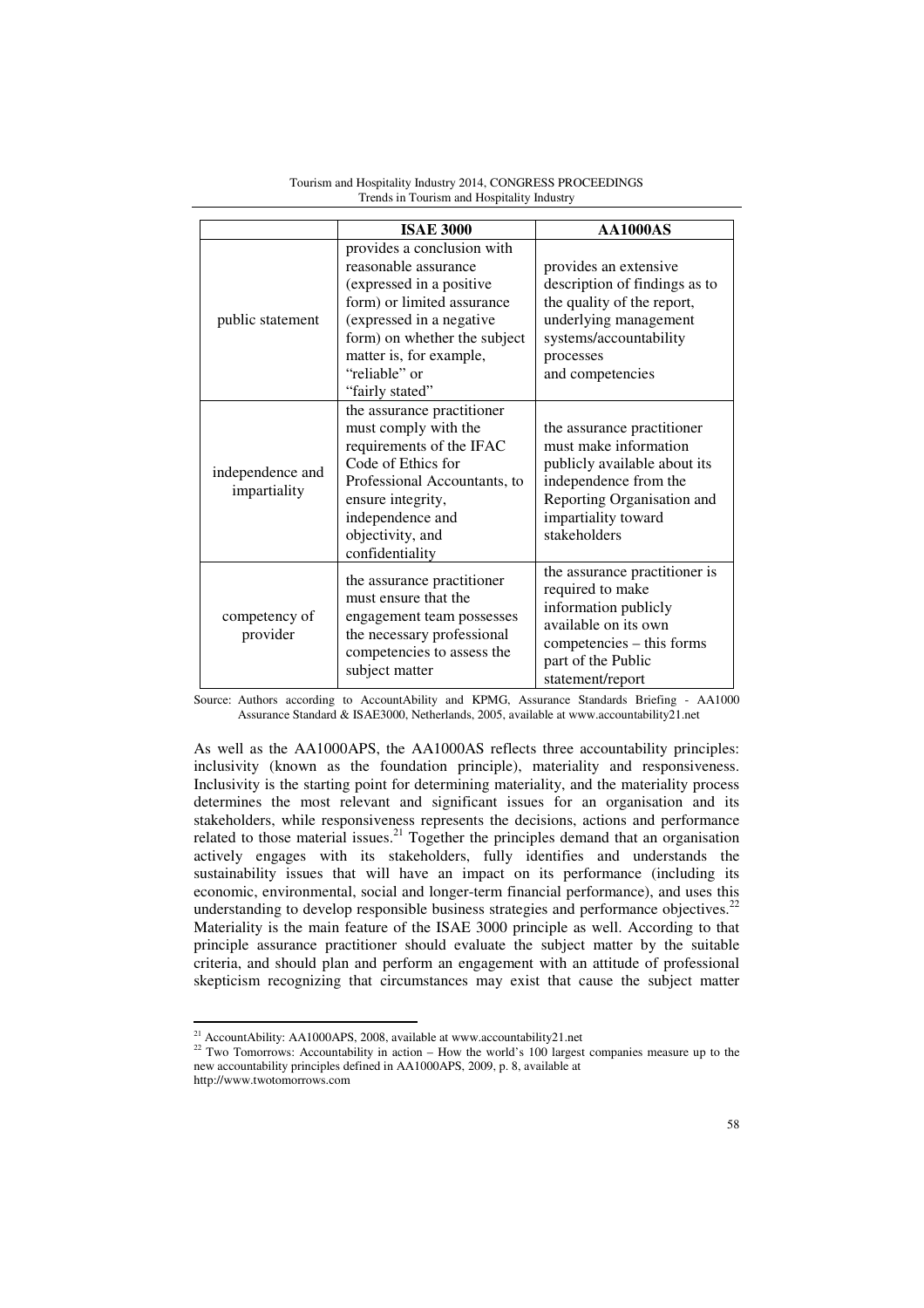| | ISAE 3000 | AA1000AS |
|---|---|---|
| public statement | provides a conclusion with reasonable assurance (expressed in a positive form) or limited assurance (expressed in a negative form) on whether the subject matter is, for example, "reliable" or "fairly stated" | provides an extensive description of findings as to the quality of the report, underlying management systems/accountability processes and competencies |
| independence and impartiality | the assurance practitioner must comply with the requirements of the IFAC Code of Ethics for Professional Accountants, to ensure integrity, independence and objectivity, and confidentiality | the assurance practitioner must make information publicly available about its independence from the Reporting Organisation and impartiality toward stakeholders |
| competency of provider | the assurance practitioner must ensure that the engagement team possesses the necessary professional competencies to assess the subject matter | the assurance practitioner is required to make information publicly available on its own competencies – this forms part of the Public statement/report |

Source: Authors according to AccountAbility and KPMG, Assurance Standards Briefing - AA1000 Assurance Standard & ISAE3000, Netherlands, 2005, available at www.accountability21.net

As well as the AA1000APS, the AA1000AS reflects three accountability principles: inclusivity (known as the foundation principle), materiality and responsiveness. Inclusivity is the starting point for determining materiality, and the materiality process determines the most relevant and significant issues for an organisation and its stakeholders, while responsiveness represents the decisions, actions and performance related to those material issues.[21] Together the principles demand that an organisation actively engages with its stakeholders, fully identifies and understands the sustainability issues that will have an impact on its performance (including its economic, environmental, social and longer-term financial performance), and uses this understanding to develop responsible business strategies and performance objectives.[22] Materiality is the main feature of the ISAE 3000 principle as well. According to that principle assurance practitioner should evaluate the subject matter by the suitable criteria, and should plan and perform an engagement with an attitude of professional skepticism recognizing that circumstances may exist that cause the subject matter

[21] AccountAbility: AA1000APS, 2008, available at www.accountability21.net

[22] Two Tomorrows: Accountability in action – How the world's 100 largest companies measure up to the new accountability principles defined in AA1000APS, 2009, p. 8, available at http://www.twotomorrows.com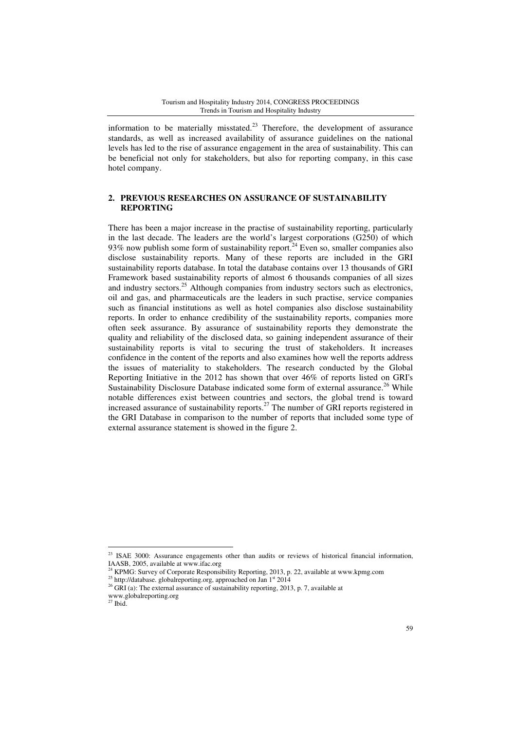information to be materially misstated.[23] Therefore, the development of assurance standards, as well as increased availability of assurance guidelines on the national levels has led to the rise of assurance engagement in the area of sustainability. This can be beneficial not only for stakeholders, but also for reporting company, in this case hotel company.

## 2. PREVIOUS RESEARCHES ON ASSURANCE OF SUSTAINABILITY REPORTING

There has been a major increase in the practise of sustainability reporting, particularly in the last decade. The leaders are the world's largest corporations (G250) of which 93% now publish some form of sustainability report.[24] Even so, smaller companies also disclose sustainability reports. Many of these reports are included in the GRI sustainability reports database. In total the database contains over 13 thousands of GRI Framework based sustainability reports of almost 6 thousands companies of all sizes and industry sectors.[25] Although companies from industry sectors such as electronics, oil and gas, and pharmaceuticals are the leaders in such practise, service companies such as financial institutions as well as hotel companies also disclose sustainability reports. In order to enhance credibility of the sustainability reports, companies more often seek assurance. By assurance of sustainability reports they demonstrate the quality and reliability of the disclosed data, so gaining independent assurance of their sustainability reports is vital to securing the trust of stakeholders. It increases confidence in the content of the reports and also examines how well the reports address the issues of materiality to stakeholders. The research conducted by the Global Reporting Initiative in the 2012 has shown that over 46% of reports listed on GRI's Sustainability Disclosure Database indicated some form of external assurance.[26] While notable differences exist between countries and sectors, the global trend is toward increased assurance of sustainability reports.[27] The number of GRI reports registered in the GRI Database in comparison to the number of reports that included some type of external assurance statement is showed in the figure 2.

---

[23] ISAE 3000: Assurance engagements other than audits or reviews of historical financial information, IAASB, 2005, available at www.ifac.org

[24] KPMG: Survey of Corporate Responsibility Reporting, 2013, p. 22, available at www.kpmg.com

[25] http://database. globalreporting.org, approached on Jan 1st 2014

[26] GRI (a): The external assurance of sustainability reporting, 2013, p. 7, available at www.globalreporting.org

[27] Ibid.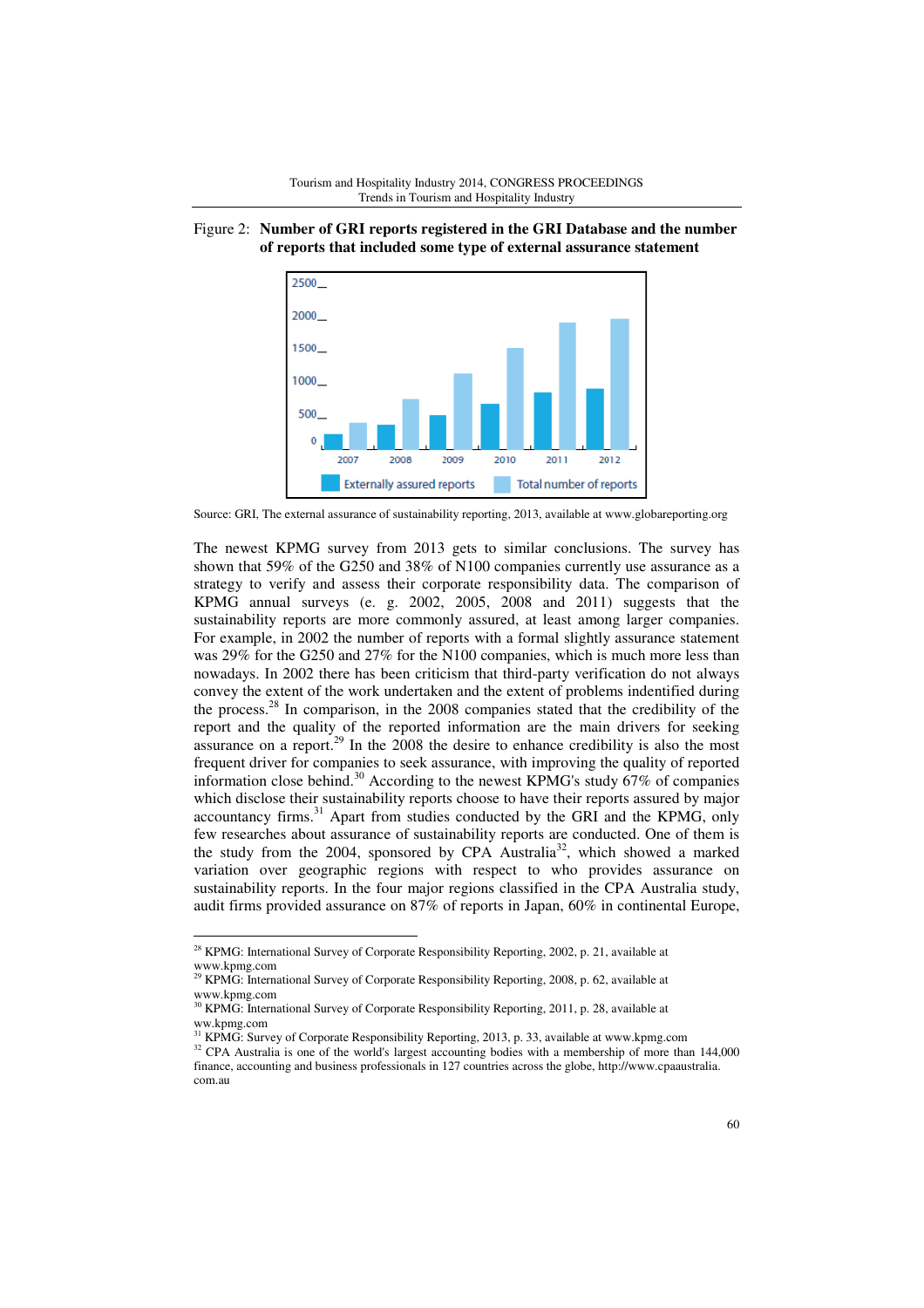Figure 2: **Number of GRI reports registered in the GRI Database and the number of reports that included some type of external assurance statement**

Source: GRI, The external assurance of sustainability reporting, 2013, available at www.globareporting.org

The newest KPMG survey from 2013 gets to similar conclusions. The survey has shown that 59% of the G250 and 38% of N100 companies currently use assurance as a strategy to verify and assess their corporate responsibility data. The comparison of KPMG annual surveys (e. g. 2002, 2005, 2008 and 2011) suggests that the sustainability reports are more commonly assured, at least among larger companies. For example, in 2002 the number of reports with a formal slightly assurance statement was 29% for the G250 and 27% for the N100 companies, which is much more less than nowadays. In 2002 there has been criticism that third-party verification do not always convey the extent of the work undertaken and the extent of problems indentified during the process.[28] In comparison, in the 2008 companies stated that the credibility of the report and the quality of the reported information are the main drivers for seeking assurance on a report.[29] In the 2008 the desire to enhance credibility is also the most frequent driver for companies to seek assurance, with improving the quality of reported information close behind.[30] According to the newest KPMG's study 67% of companies which disclose their sustainability reports choose to have their reports assured by major accountancy firms.[31] Apart from studies conducted by the GRI and the KPMG, only few researches about assurance of sustainability reports are conducted. One of them is the study from the 2004, sponsored by CPA Australia[32], which showed a marked variation over geographic regions with respect to who provides assurance on sustainability reports. In the four major regions classified in the CPA Australia study, audit firms provided assurance on 87% of reports in Japan, 60% in continental Europe,

---

[28] KPMG: International Survey of Corporate Responsibility Reporting, 2002, p. 21, available at www.kpmg.com

[29] KPMG: International Survey of Corporate Responsibility Reporting, 2008, p. 62, available at www.kpmg.com

[30] KPMG: International Survey of Corporate Responsibility Reporting, 2011, p. 28, available at ww.kpmg.com

[31] KPMG: Survey of Corporate Responsibility Reporting, 2013, p. 33, available at www.kpmg.com

[32] CPA Australia is one of the world's largest accounting bodies with a membership of more than 144,000 finance, accounting and business professionals in 127 countries across the globe, http://www.cpaaustralia.com.au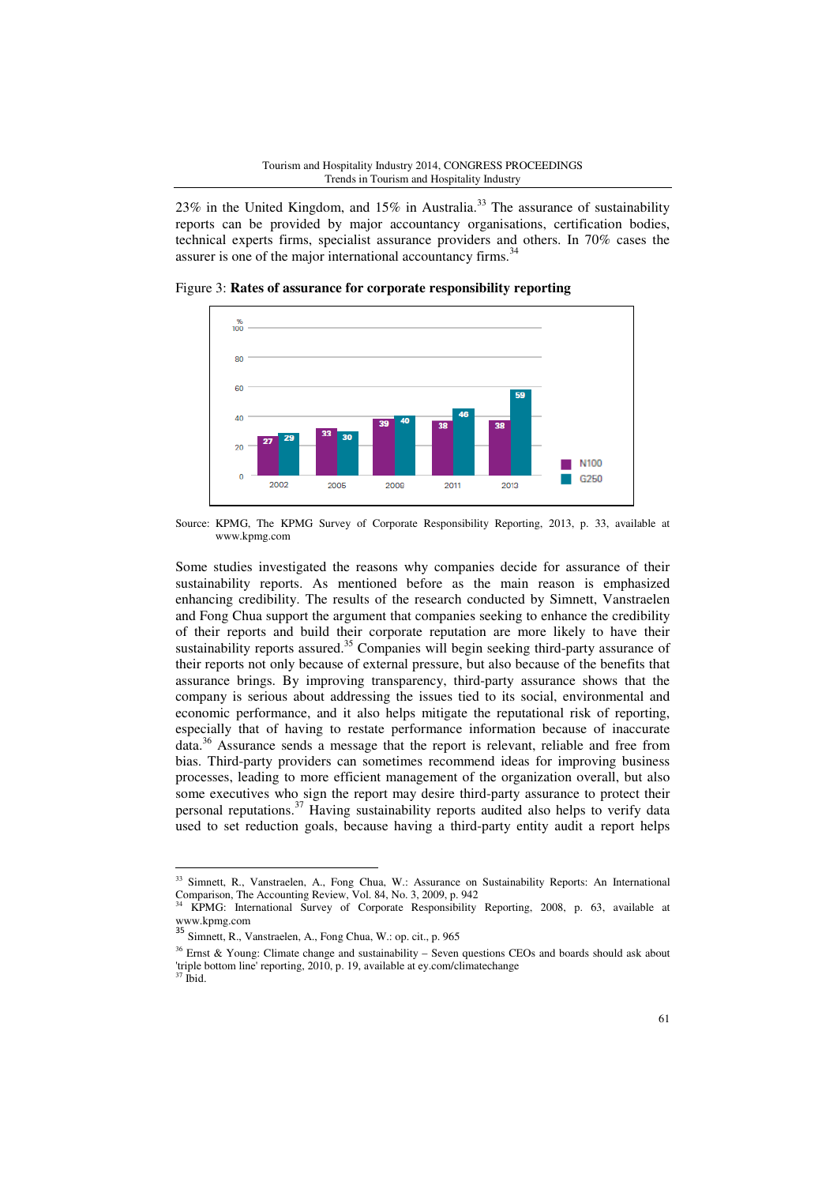23% in the United Kingdom, and 15% in Australia.[33] The assurance of sustainability reports can be provided by major accountancy organisations, certification bodies, technical experts firms, specialist assurance providers and others. In 70% cases the assurer is one of the major international accountancy firms.[34]

Figure 3: **Rates of assurance for corporate responsibility reporting**

| % | 2002 | 2005 | 2008 | 2011 | 2013 |
|---|---|---|---|---|---|
| N100 | 27 | 33 | 39 | 38 | 38 |
| G250 | 29 | 30 | 40 | 46 | 59 |

Source: KPMG, The KPMG Survey of Corporate Responsibility Reporting, 2013, p. 33, available at www.kpmg.com

Some studies investigated the reasons why companies decide for assurance of their sustainability reports. As mentioned before as the main reason is emphasized enhancing credibility. The results of the research conducted by Simnett, Vanstraelen and Fong Chua support the argument that companies seeking to enhance the credibility of their reports and build their corporate reputation are more likely to have their sustainability reports assured.[35] Companies will begin seeking third-party assurance of their reports not only because of external pressure, but also because of the benefits that assurance brings. By improving transparency, third-party assurance shows that the company is serious about addressing the issues tied to its social, environmental and economic performance, and it also helps mitigate the reputational risk of reporting, especially that of having to restate performance information because of inaccurate data.[36] Assurance sends a message that the report is relevant, reliable and free from bias. Third-party providers can sometimes recommend ideas for improving business processes, leading to more efficient management of the organization overall, but also some executives who sign the report may desire third-party assurance to protect their personal reputations.[37] Having sustainability reports audited also helps to verify data used to set reduction goals, because having a third-party entity audit a report helps

---

[33] Simnett, R., Vanstraelen, A., Fong Chua, W.: Assurance on Sustainability Reports: An International Comparison, The Accounting Review, Vol. 84, No. 3, 2009, p. 942

[34] KPMG: International Survey of Corporate Responsibility Reporting, 2008, p. 63, available at www.kpmg.com

[35] Simnett, R., Vanstraelen, A., Fong Chua, W.: op. cit., p. 965

[36] Ernst & Young: Climate change and sustainability – Seven questions CEOs and boards should ask about 'triple bottom line' reporting, 2010, p. 19, available at ey.com/climatechange

[37] Ibid.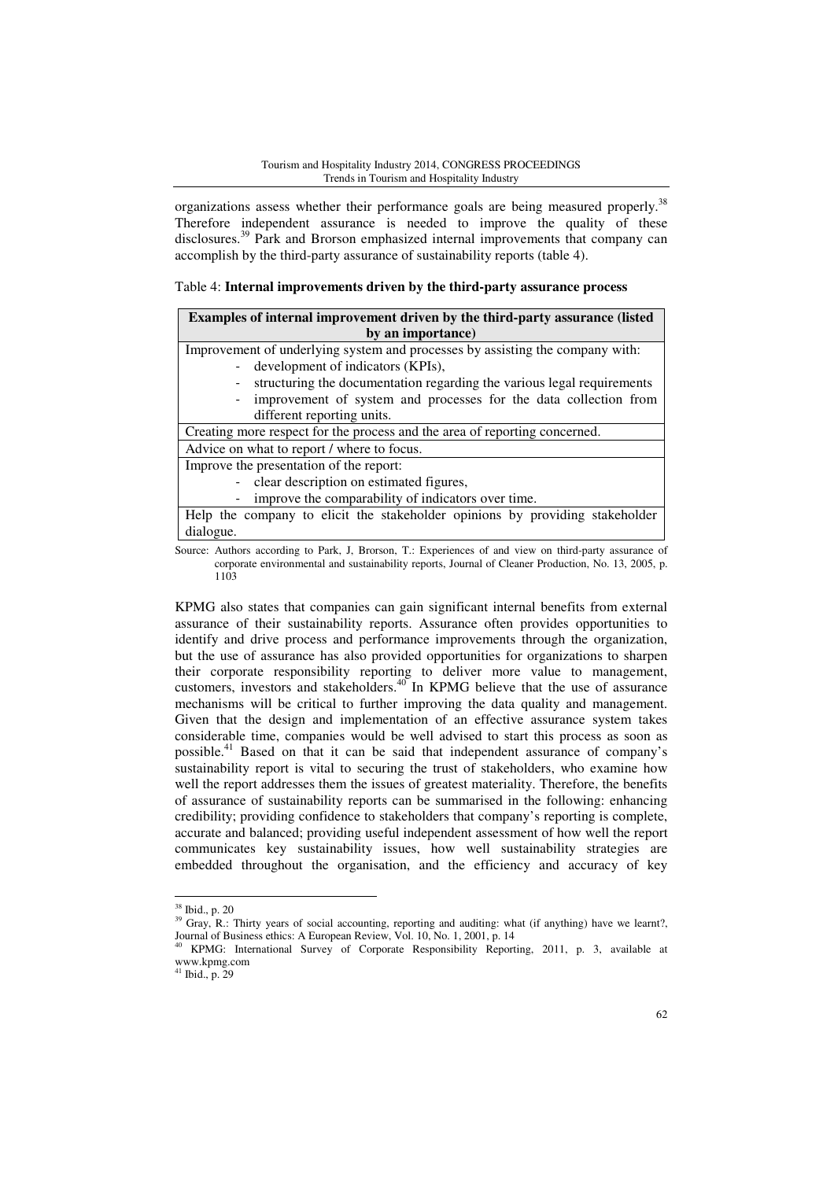organizations assess whether their performance goals are being measured properly.[38] Therefore independent assurance is needed to improve the quality of these disclosures.[39] Park and Brorson emphasized internal improvements that company can accomplish by the third-party assurance of sustainability reports (table 4).

Table 4: **Internal improvements driven by the third-party assurance process**

| **Examples of internal improvement driven by the third-party assurance (listed by an importance)** |
|---|
| Improvement of underlying system and processes by assisting the company with: <br> - development of indicators (KPIs), <br> - structuring the documentation regarding the various legal requirements <br> - improvement of system and processes for the data collection from different reporting units. |
| Creating more respect for the process and the area of reporting concerned. |
| Advice on what to report / where to focus. |
| Improve the presentation of the report: <br> - clear description on estimated figures, <br> - improve the comparability of indicators over time. |
| Help the company to elicit the stakeholder opinions by providing stakeholder dialogue. |

Source: Authors according to Park, J, Brorson, T.: Experiences of and view on third-party assurance of corporate environmental and sustainability reports, Journal of Cleaner Production, No. 13, 2005, p. 1103

KPMG also states that companies can gain significant internal benefits from external assurance of their sustainability reports. Assurance often provides opportunities to identify and drive process and performance improvements through the organization, but the use of assurance has also provided opportunities for organizations to sharpen their corporate responsibility reporting to deliver more value to management, customers, investors and stakeholders.[40] In KPMG believe that the use of assurance mechanisms will be critical to further improving the data quality and management. Given that the design and implementation of an effective assurance system takes considerable time, companies would be well advised to start this process as soon as possible.[41] Based on that it can be said that independent assurance of company's sustainability report is vital to securing the trust of stakeholders, who examine how well the report addresses them the issues of greatest materiality. Therefore, the benefits of assurance of sustainability reports can be summarised in the following: enhancing credibility; providing confidence to stakeholders that company's reporting is complete, accurate and balanced; providing useful independent assessment of how well the report communicates key sustainability issues, how well sustainability strategies are embedded throughout the organisation, and the efficiency and accuracy of key

---

[38] Ibid., p. 20

[39] Gray, R.: Thirty years of social accounting, reporting and auditing: what (if anything) have we learnt?, Journal of Business ethics: A European Review, Vol. 10, No. 1, 2001, p. 14

[40] KPMG: International Survey of Corporate Responsibility Reporting, 2011, p. 3, available at www.kpmg.com

[41] Ibid., p. 29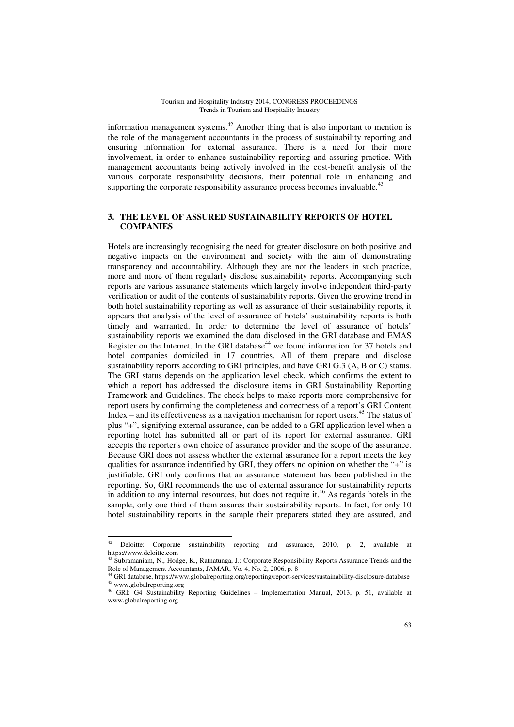information management systems.[42] Another thing that is also important to mention is the role of the management accountants in the process of sustainability reporting and ensuring information for external assurance. There is a need for their more involvement, in order to enhance sustainability reporting and assuring practice. With management accountants being actively involved in the cost-benefit analysis of the various corporate responsibility decisions, their potential role in enhancing and supporting the corporate responsibility assurance process becomes invaluable.[43]

## 3. THE LEVEL OF ASSURED SUSTAINABILITY REPORTS OF HOTEL COMPANIES

Hotels are increasingly recognising the need for greater disclosure on both positive and negative impacts on the environment and society with the aim of demonstrating transparency and accountability. Although they are not the leaders in such practice, more and more of them regularly disclose sustainability reports. Accompanying such reports are various assurance statements which largely involve independent third-party verification or audit of the contents of sustainability reports. Given the growing trend in both hotel sustainability reporting as well as assurance of their sustainability reports, it appears that analysis of the level of assurance of hotels' sustainability reports is both timely and warranted. In order to determine the level of assurance of hotels' sustainability reports we examined the data disclosed in the GRI database and EMAS Register on the Internet. In the GRI database[44] we found information for 37 hotels and hotel companies domiciled in 17 countries. All of them prepare and disclose sustainability reports according to GRI principles, and have GRI G.3 (A, B or C) status. The GRI status depends on the application level check, which confirms the extent to which a report has addressed the disclosure items in GRI Sustainability Reporting Framework and Guidelines. The check helps to make reports more comprehensive for report users by confirming the completeness and correctness of a report's GRI Content Index – and its effectiveness as a navigation mechanism for report users.[45] The status of plus "+", signifying external assurance, can be added to a GRI application level when a reporting hotel has submitted all or part of its report for external assurance. GRI accepts the reporter's own choice of assurance provider and the scope of the assurance. Because GRI does not assess whether the external assurance for a report meets the key qualities for assurance indentified by GRI, they offers no opinion on whether the "+" is justifiable. GRI only confirms that an assurance statement has been published in the reporting. So, GRI recommends the use of external assurance for sustainability reports in addition to any internal resources, but does not require it.[46] As regards hotels in the sample, only one third of them assures their sustainability reports. In fact, for only 10 hotel sustainability reports in the sample their preparers stated they are assured, and

---

[42] Deloitte: Corporate sustainability reporting and assurance, 2010, p. 2, available at https://www.deloitte.com

[43] Subramaniam, N., Hodge, K., Ratnatunga, J.: Corporate Responsibility Reports Assurance Trends and the Role of Management Accountants, JAMAR, Vo. 4, No. 2, 2006, p. 8

[44] GRI database, https://www.globalreporting.org/reporting/report-services/sustainability-disclosure-database

[45] www.globalreporting.org

[46] GRI: G4 Sustainability Reporting Guidelines – Implementation Manual, 2013, p. 51, available at www.globalreporting.org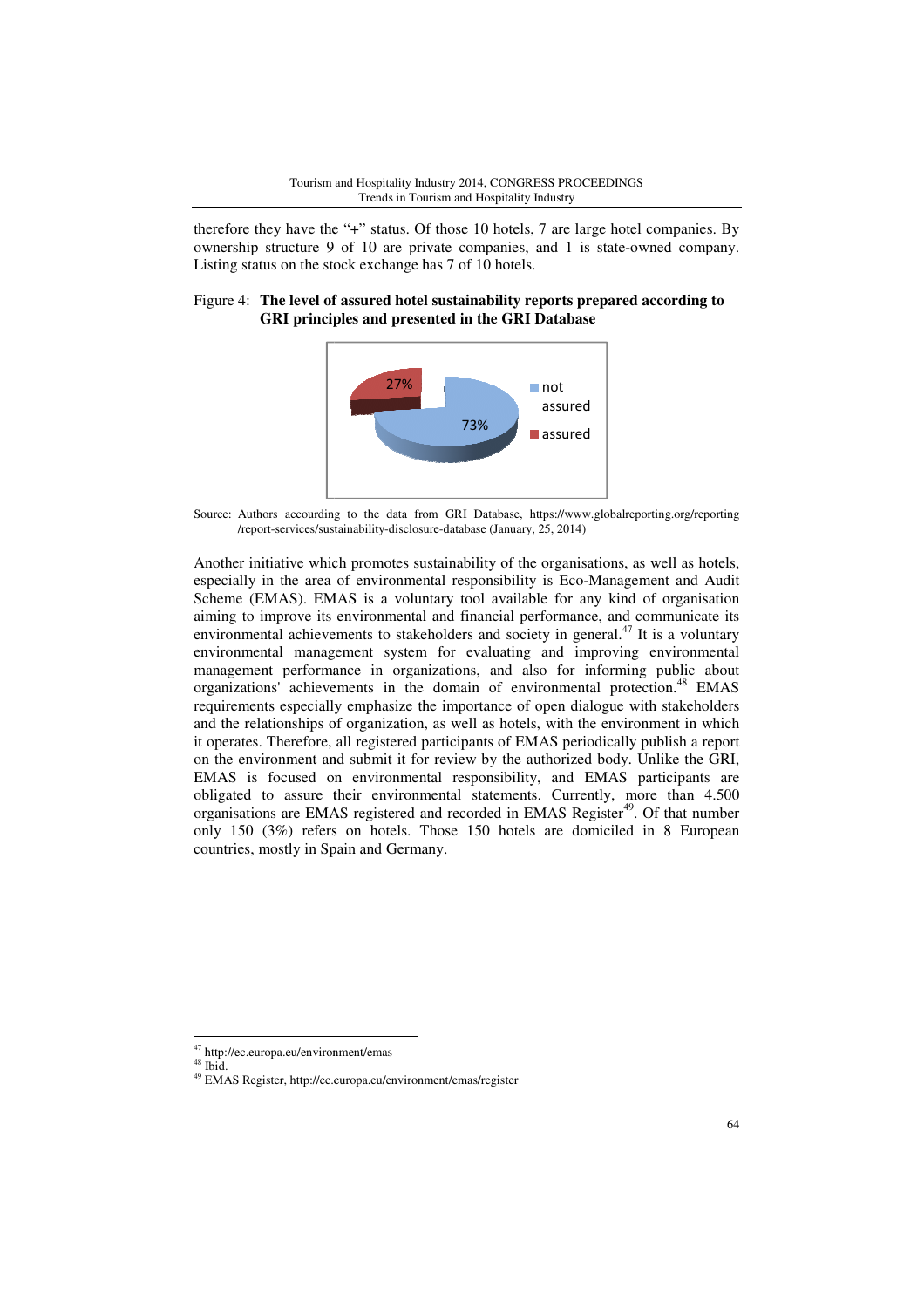therefore they have the "+" status. Of those 10 hotels, 7 are large hotel companies. By ownership structure 9 of 10 are private companies, and 1 is state-owned company. Listing status on the stock exchange has 7 of 10 hotels.

Figure 4: **The level of assured hotel sustainability reports prepared according to GRI principles and presented in the GRI Database**

Source: Authors accourding to the data from GRI Database, https://www.globalreporting.org/reporting/report-services/sustainability-disclosure-database (January, 25, 2014)

Another initiative which promotes sustainability of the organisations, as well as hotels, especially in the area of environmental responsibility is Eco-Management and Audit Scheme (EMAS). EMAS is a voluntary tool available for any kind of organisation aiming to improve its environmental and financial performance, and communicate its environmental achievements to stakeholders and society in general.[47] It is a voluntary environmental management system for evaluating and improving environmental management performance in organizations, and also for informing public about organizations' achievements in the domain of environmental protection.[48] EMAS requirements especially emphasize the importance of open dialogue with stakeholders and the relationships of organization, as well as hotels, with the environment in which it operates. Therefore, all registered participants of EMAS periodically publish a report on the environment and submit it for review by the authorized body. Unlike the GRI, EMAS is focused on environmental responsibility, and EMAS participants are obligated to assure their environmental statements. Currently, more than 4.500 organisations are EMAS registered and recorded in EMAS Register[49]. Of that number only 150 (3%) refers on hotels. Those 150 hotels are domiciled in 8 European countries, mostly in Spain and Germany.

---

[47] http://ec.europa.eu/environment/emas

[48] Ibid.

[49] EMAS Register, http://ec.europa.eu/environment/emas/register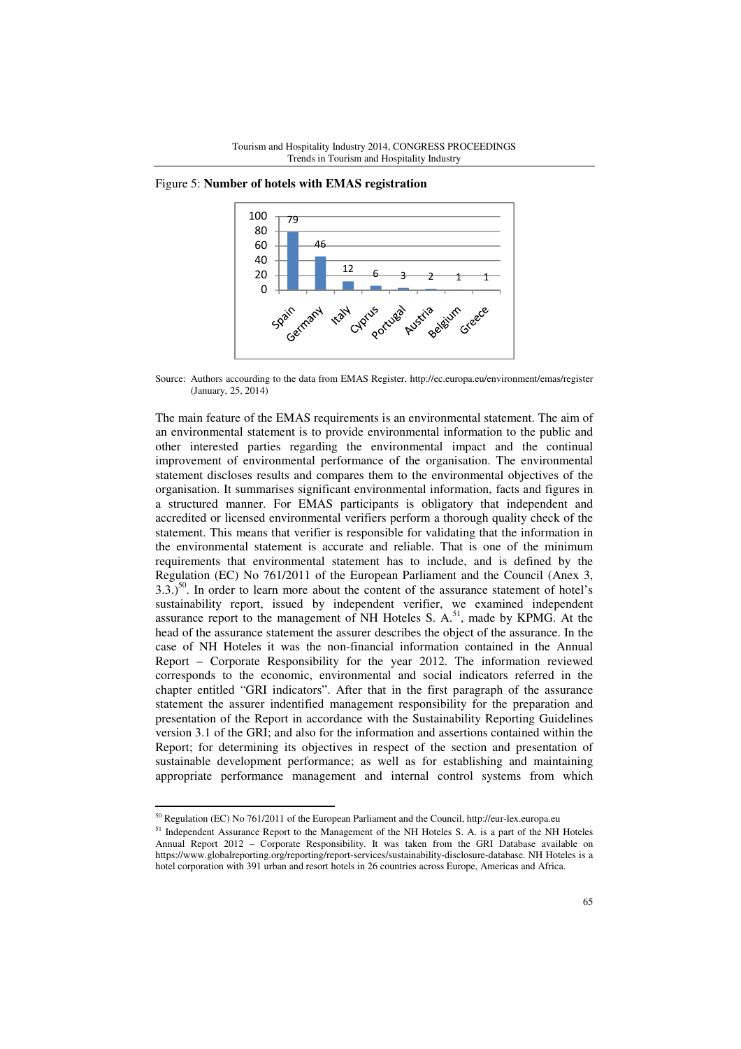Figure 5: **Number of hotels with EMAS registration**

| Country | Number of hotels |
|---|---|
| Spain | 79 |
| Germany | 46 |
| Italy | 12 |
| Cyprus | 6 |
| Portugal | 3 |
| Austria | 2 |
| Belgium | 1 |
| Greece | 1 |

Source: Authors accourding to the data from EMAS Register, http://ec.europa.eu/environment/emas/register (January, 25, 2014)

The main feature of the EMAS requirements is an environmental statement. The aim of an environmental statement is to provide environmental information to the public and other interested parties regarding the environmental impact and the continual improvement of environmental performance of the organisation. The environmental statement discloses results and compares them to the environmental objectives of the organisation. It summarises significant environmental information, facts and figures in a structured manner. For EMAS participants is obligatory that independent and accredited or licensed environmental verifiers perform a thorough quality check of the statement. This means that verifier is responsible for validating that the information in the environmental statement is accurate and reliable. That is one of the minimum requirements that environmental statement has to include, and is defined by the Regulation (EC) No 761/2011 of the European Parliament and the Council (Anex 3, 3.3.)[50]. In order to learn more about the content of the assurance statement of hotel's sustainability report, issued by independent verifier, we examined independent assurance report to the management of NH Hoteles S. A.[51], made by KPMG. At the head of the assurance statement the assurer describes the object of the assurance. In the case of NH Hoteles it was the non-financial information contained in the Annual Report – Corporate Responsibility for the year 2012. The information reviewed corresponds to the economic, environmental and social indicators referred in the chapter entitled "GRI indicators". After that in the first paragraph of the assurance statement the assurer indentified management responsibility for the preparation and presentation of the Report in accordance with the Sustainability Reporting Guidelines version 3.1 of the GRI; and also for the information and assertions contained within the Report; for determining its objectives in respect of the section and presentation of sustainable development performance; as well as for establishing and maintaining appropriate performance management and internal control systems from which

---

[50] Regulation (EC) No 761/2011 of the European Parliament and the Council, http://eur-lex.europa.eu

[51] Independent Assurance Report to the Management of the NH Hoteles S. A. is a part of the NH Hoteles Annual Report 2012 – Corporate Responsibility. It was taken from the GRI Database available on https://www.globalreporting.org/reporting/report-services/sustainability-disclosure-database. NH Hoteles is a hotel corporation with 391 urban and resort hotels in 26 countries across Europe, Americas and Africa.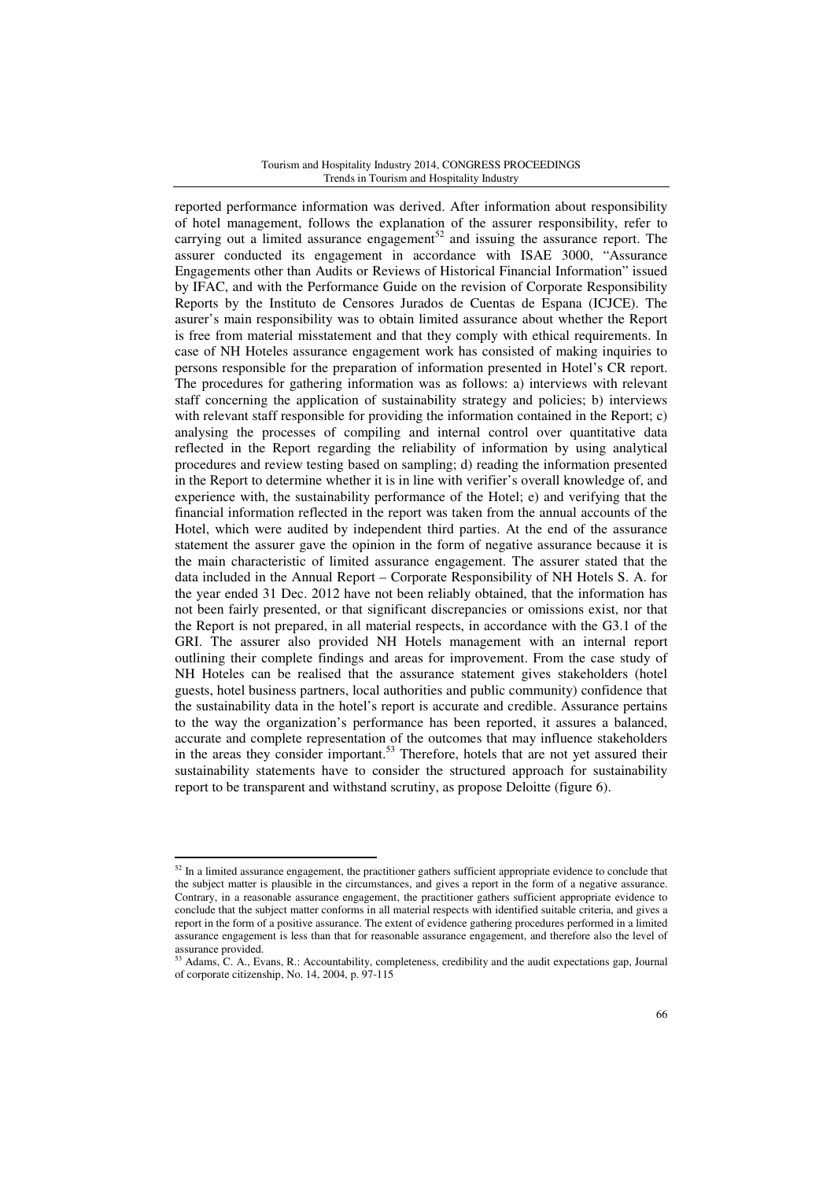reported performance information was derived. After information about responsibility of hotel management, follows the explanation of the assurer responsibility, refer to carrying out a limited assurance engagement[52] and issuing the assurance report. The assurer conducted its engagement in accordance with ISAE 3000, "Assurance Engagements other than Audits or Reviews of Historical Financial Information" issued by IFAC, and with the Performance Guide on the revision of Corporate Responsibility Reports by the Instituto de Censores Jurados de Cuentas de Espana (ICJCE). The asurer's main responsibility was to obtain limited assurance about whether the Report is free from material misstatement and that they comply with ethical requirements. In case of NH Hoteles assurance engagement work has consisted of making inquiries to persons responsible for the preparation of information presented in Hotel's CR report. The procedures for gathering information was as follows: a) interviews with relevant staff concerning the application of sustainability strategy and policies; b) interviews with relevant staff responsible for providing the information contained in the Report; c) analysing the processes of compiling and internal control over quantitative data reflected in the Report regarding the reliability of information by using analytical procedures and review testing based on sampling; d) reading the information presented in the Report to determine whether it is in line with verifier's overall knowledge of, and experience with, the sustainability performance of the Hotel; e) and verifying that the financial information reflected in the report was taken from the annual accounts of the Hotel, which were audited by independent third parties. At the end of the assurance statement the assurer gave the opinion in the form of negative assurance because it is the main characteristic of limited assurance engagement. The assurer stated that the data included in the Annual Report – Corporate Responsibility of NH Hotels S. A. for the year ended 31 Dec. 2012 have not been reliably obtained, that the information has not been fairly presented, or that significant discrepancies or omissions exist, nor that the Report is not prepared, in all material respects, in accordance with the G3.1 of the GRI. The assurer also provided NH Hotels management with an internal report outlining their complete findings and areas for improvement. From the case study of NH Hoteles can be realised that the assurance statement gives stakeholders (hotel guests, hotel business partners, local authorities and public community) confidence that the sustainability data in the hotel's report is accurate and credible. Assurance pertains to the way the organization's performance has been reported, it assures a balanced, accurate and complete representation of the outcomes that may influence stakeholders in the areas they consider important.[53] Therefore, hotels that are not yet assured their sustainability statements have to consider the structured approach for sustainability report to be transparent and withstand scrutiny, as propose Deloitte (figure 6).

---

[52] In a limited assurance engagement, the practitioner gathers sufficient appropriate evidence to conclude that the subject matter is plausible in the circumstances, and gives a report in the form of a negative assurance. Contrary, in a reasonable assurance engagement, the practitioner gathers sufficient appropriate evidence to conclude that the subject matter conforms in all material respects with identified suitable criteria, and gives a report in the form of a positive assurance. The extent of evidence gathering procedures performed in a limited assurance engagement is less than that for reasonable assurance engagement, and therefore also the level of assurance provided.

[53] Adams, C. A., Evans, R.: Accountability, completeness, credibility and the audit expectations gap, Journal of corporate citizenship, No. 14, 2004, p. 97-115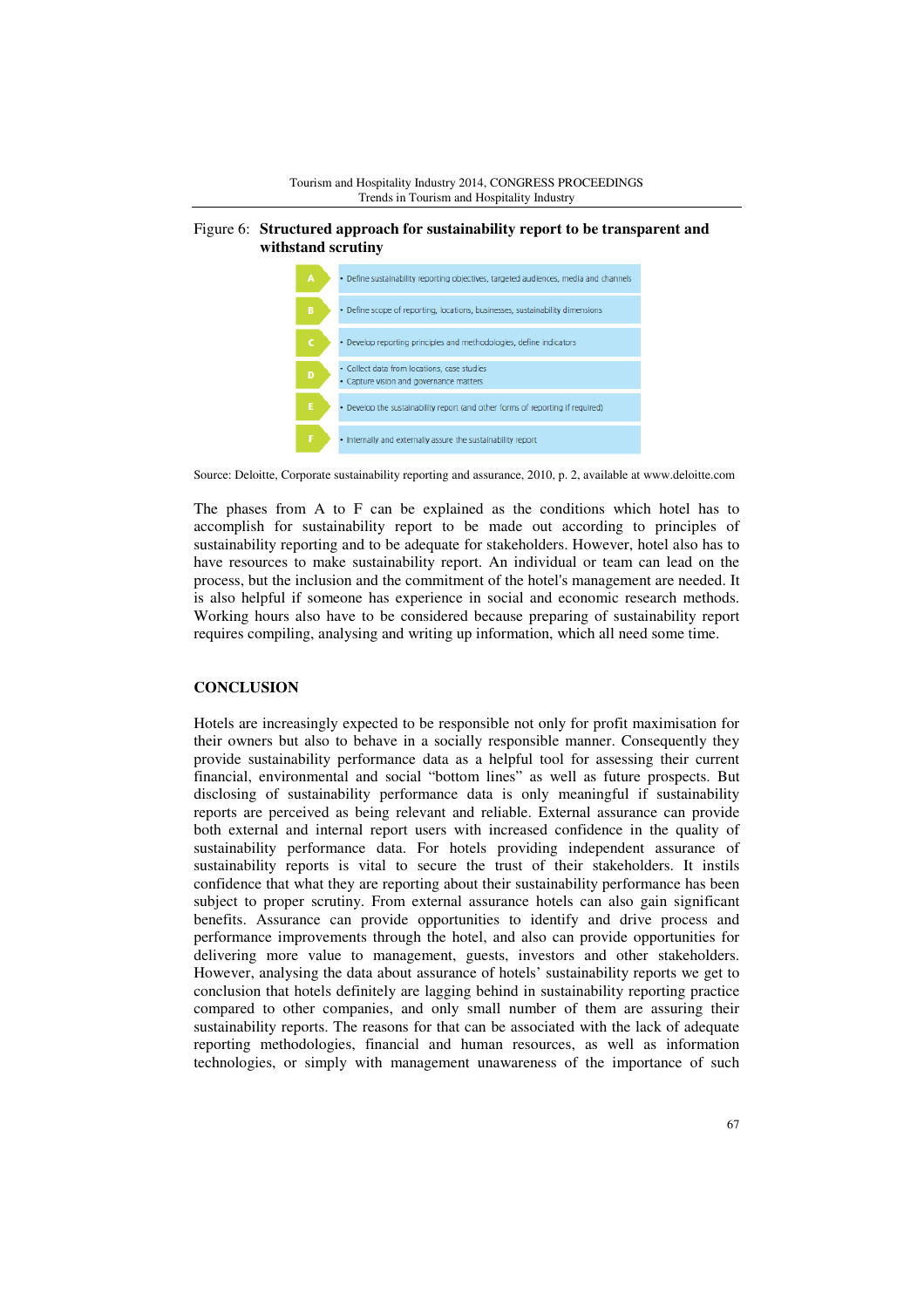Figure 6: **Structured approach for sustainability report to be transparent and withstand scrutiny**

| | |
|---|---|
| A | • Define sustainability reporting objectives, targeted audiences, media and channels |
| B | • Define scope of reporting, locations, businesses, sustainability dimensions |
| C | • Develop reporting principles and methodologies, define indicators |
| D | • Collect data from locations, case studies<br>• Capture vision and governance matters |
| E | • Develop the sustainability report (and other forms of reporting if required) |
| F | • Internally and externally assure the sustainability report |

Source: Deloitte, Corporate sustainability reporting and assurance, 2010, p. 2, available at www.deloitte.com

The phases from A to F can be explained as the conditions which hotel has to accomplish for sustainability report to be made out according to principles of sustainability reporting and to be adequate for stakeholders. However, hotel also has to have resources to make sustainability report. An individual or team can lead on the process, but the inclusion and the commitment of the hotel's management are needed. It is also helpful if someone has experience in social and economic research methods. Working hours also have to be considered because preparing of sustainability report requires compiling, analysing and writing up information, which all need some time.

## CONCLUSION

Hotels are increasingly expected to be responsible not only for profit maximisation for their owners but also to behave in a socially responsible manner. Consequently they provide sustainability performance data as a helpful tool for assessing their current financial, environmental and social "bottom lines" as well as future prospects. But disclosing of sustainability performance data is only meaningful if sustainability reports are perceived as being relevant and reliable. External assurance can provide both external and internal report users with increased confidence in the quality of sustainability performance data. For hotels providing independent assurance of sustainability reports is vital to secure the trust of their stakeholders. It instils confidence that what they are reporting about their sustainability performance has been subject to proper scrutiny. From external assurance hotels can also gain significant benefits. Assurance can provide opportunities to identify and drive process and performance improvements through the hotel, and also can provide opportunities for delivering more value to management, guests, investors and other stakeholders. However, analysing the data about assurance of hotels' sustainability reports we get to conclusion that hotels definitely are lagging behind in sustainability reporting practice compared to other companies, and only small number of them are assuring their sustainability reports. The reasons for that can be associated with the lack of adequate reporting methodologies, financial and human resources, as well as information technologies, or simply with management unawareness of the importance of such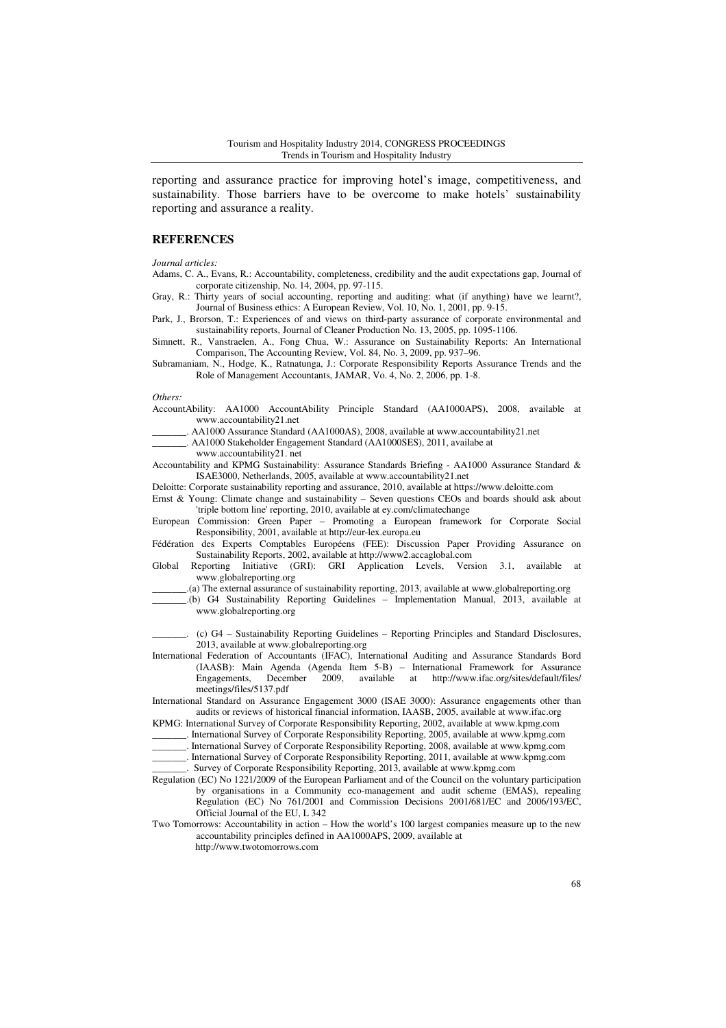reporting and assurance practice for improving hotel's image, competitiveness, and sustainability. Those barriers have to be overcome to make hotels' sustainability reporting and assurance a reality.

## REFERENCES

*Journal articles:*

Adams, C. A., Evans, R.: Accountability, completeness, credibility and the audit expectations gap, Journal of corporate citizenship, No. 14, 2004, pp. 97-115.

Gray, R.: Thirty years of social accounting, reporting and auditing: what (if anything) have we learnt?, Journal of Business ethics: A European Review, Vol. 10, No. 1, 2001, pp. 9-15.

Park, J., Brorson, T.: Experiences of and views on third-party assurance of corporate environmental and sustainability reports, Journal of Cleaner Production No. 13, 2005, pp. 1095-1106.

Simnett, R., Vanstraelen, A., Fong Chua, W.: Assurance on Sustainability Reports: An International Comparison, The Accounting Review, Vol. 84, No. 3, 2009, pp. 937–96.

Subramaniam, N., Hodge, K., Ratnatunga, J.: Corporate Responsibility Reports Assurance Trends and the Role of Management Accountants, JAMAR, Vo. 4, No. 2, 2006, pp. 1-8.

*Others:*

AccountAbility: AA1000 AccountAbility Principle Standard (AA1000APS), 2008, available at www.accountability21.net

_______. AA1000 Assurance Standard (AA1000AS), 2008, available at www.accountability21.net

_______. AA1000 Stakeholder Engagement Standard (AA1000SES), 2011, availabe at www.accountability21. net

Accountability and KPMG Sustainability: Assurance Standards Briefing - AA1000 Assurance Standard & ISAE3000, Netherlands, 2005, available at www.accountability21.net

Deloitte: Corporate sustainability reporting and assurance, 2010, available at https://www.deloitte.com

Ernst & Young: Climate change and sustainability – Seven questions CEOs and boards should ask about 'triple bottom line' reporting, 2010, available at ey.com/climatechange

European Commission: Green Paper – Promoting a European framework for Corporate Social Responsibility, 2001, available at http://eur-lex.europa.eu

Fédération des Experts Comptables Européens (FEE): Discussion Paper Providing Assurance on Sustainability Reports, 2002, available at http://www2.accaglobal.com

Global Reporting Initiative (GRI): GRI Application Levels, Version 3.1, available at www.globalreporting.org

_______.(a) The external assurance of sustainability reporting, 2013, available at www.globalreporting.org

_______.(b) G4 Sustainability Reporting Guidelines – Implementation Manual, 2013, available at www.globalreporting.org

_______. (c) G4 – Sustainability Reporting Guidelines – Reporting Principles and Standard Disclosures, 2013, available at www.globalreporting.org

International Federation of Accountants (IFAC), International Auditing and Assurance Standards Bord (IAASB): Main Agenda (Agenda Item 5-B) – International Framework for Assurance Engagements, December 2009, available at http://www.ifac.org/sites/default/files/meetings/files/5137.pdf

International Standard on Assurance Engagement 3000 (ISAE 3000): Assurance engagements other than audits or reviews of historical financial information, IAASB, 2005, available at www.ifac.org

KPMG: International Survey of Corporate Responsibility Reporting, 2002, available at www.kpmg.com

_______. International Survey of Corporate Responsibility Reporting, 2005, available at www.kpmg.com

_______. International Survey of Corporate Responsibility Reporting, 2008, available at www.kpmg.com

_______. International Survey of Corporate Responsibility Reporting, 2011, available at www.kpmg.com

_______. Survey of Corporate Responsibility Reporting, 2013, available at www.kpmg.com

Regulation (EC) No 1221/2009 of the European Parliament and of the Council on the voluntary participation by organisations in a Community eco-management and audit scheme (EMAS), repealing Regulation (EC) No 761/2001 and Commission Decisions 2001/681/EC and 2006/193/EC, Official Journal of the EU, L 342

Two Tomorrows: Accountability in action – How the world's 100 largest companies measure up to the new accountability principles defined in AA1000APS, 2009, available at http://www.twotomorrows.com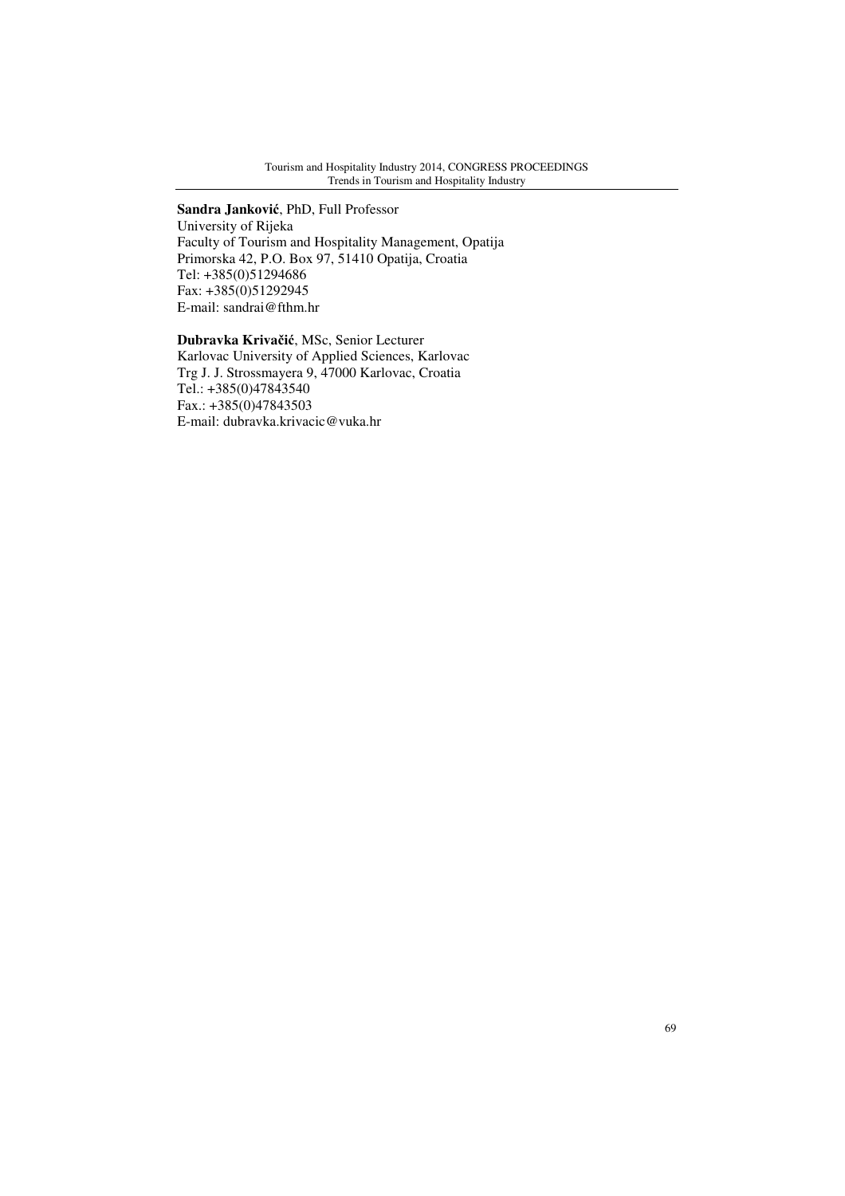**Sandra Janković**, PhD, Full Professor
University of Rijeka
Faculty of Tourism and Hospitality Management, Opatija
Primorska 42, P.O. Box 97, 51410 Opatija, Croatia
Tel: +385(0)51294686
Fax: +385(0)51292945
E-mail: sandrai@fthm.hr

**Dubravka Krivačić**, MSc, Senior Lecturer
Karlovac University of Applied Sciences, Karlovac
Trg J. J. Strossmayera 9, 47000 Karlovac, Croatia
Tel.: +385(0)47843540
Fax.: +385(0)47843503
E-mail: dubravka.krivacic@vuka.hr